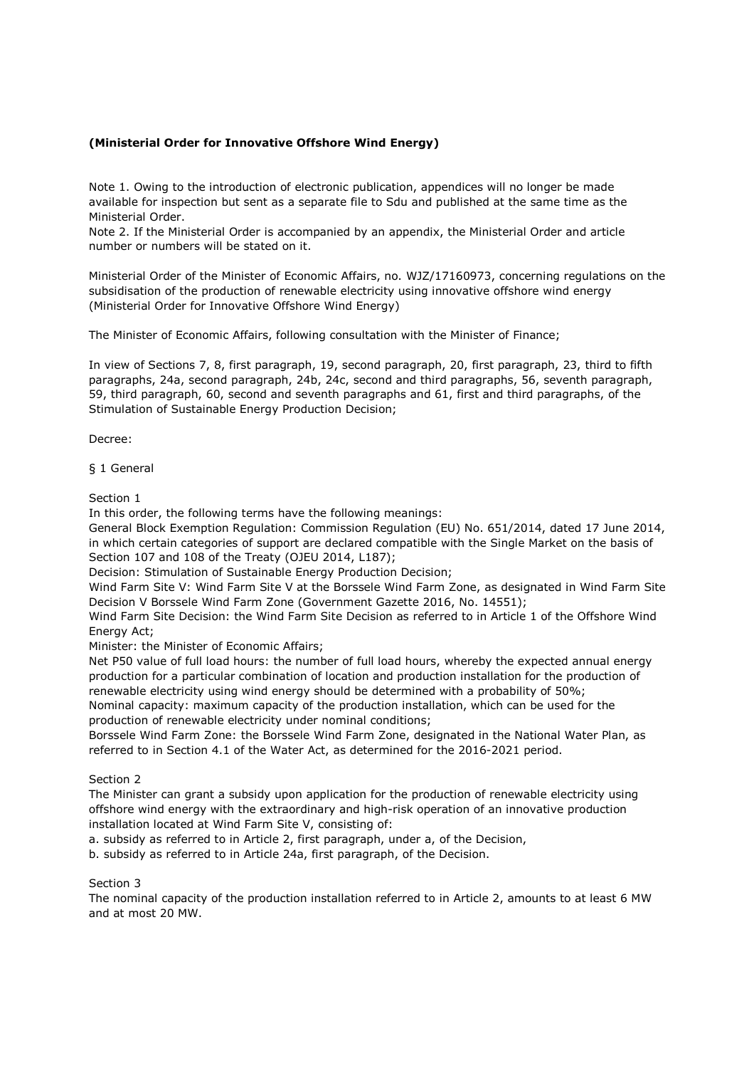**(Ministerial Order for Innovative Offshore Wind Energy)**

Note 1. Owing to the introduction of electronic publication, appendices will no longer be made available for inspection but sent as a separate file to Sdu and published at the same time as the Ministerial Order.
Note 2. If the Ministerial Order is accompanied by an appendix, the Ministerial Order and article number or numbers will be stated on it.

Ministerial Order of the Minister of Economic Affairs, no. WJZ/17160973, concerning regulations on the subsidisation of the production of renewable electricity using innovative offshore wind energy (Ministerial Order for Innovative Offshore Wind Energy)

The Minister of Economic Affairs, following consultation with the Minister of Finance;

In view of Sections 7, 8, first paragraph, 19, second paragraph, 20, first paragraph, 23, third to fifth paragraphs, 24a, second paragraph, 24b, 24c, second and third paragraphs, 56, seventh paragraph, 59, third paragraph, 60, second and seventh paragraphs and 61, first and third paragraphs, of the Stimulation of Sustainable Energy Production Decision;

Decree:

§ 1 General

Section 1
In this order, the following terms have the following meanings:
General Block Exemption Regulation: Commission Regulation (EU) No. 651/2014, dated 17 June 2014, in which certain categories of support are declared compatible with the Single Market on the basis of Section 107 and 108 of the Treaty (OJEU 2014, L187);
Decision: Stimulation of Sustainable Energy Production Decision;
Wind Farm Site V: Wind Farm Site V at the Borssele Wind Farm Zone, as designated in Wind Farm Site Decision V Borssele Wind Farm Zone (Government Gazette 2016, No. 14551);
Wind Farm Site Decision: the Wind Farm Site Decision as referred to in Article 1 of the Offshore Wind Energy Act;
Minister: the Minister of Economic Affairs;
Net P50 value of full load hours: the number of full load hours, whereby the expected annual energy production for a particular combination of location and production installation for the production of renewable electricity using wind energy should be determined with a probability of 50%;
Nominal capacity: maximum capacity of the production installation, which can be used for the production of renewable electricity under nominal conditions;
Borssele Wind Farm Zone: the Borssele Wind Farm Zone, designated in the National Water Plan, as referred to in Section 4.1 of the Water Act, as determined for the 2016-2021 period.

Section 2
The Minister can grant a subsidy upon application for the production of renewable electricity using offshore wind energy with the extraordinary and high-risk operation of an innovative production installation located at Wind Farm Site V, consisting of:
a. subsidy as referred to in Article 2, first paragraph, under a, of the Decision,
b. subsidy as referred to in Article 24a, first paragraph, of the Decision.

Section 3
The nominal capacity of the production installation referred to in Article 2, amounts to at least 6 MW and at most 20 MW.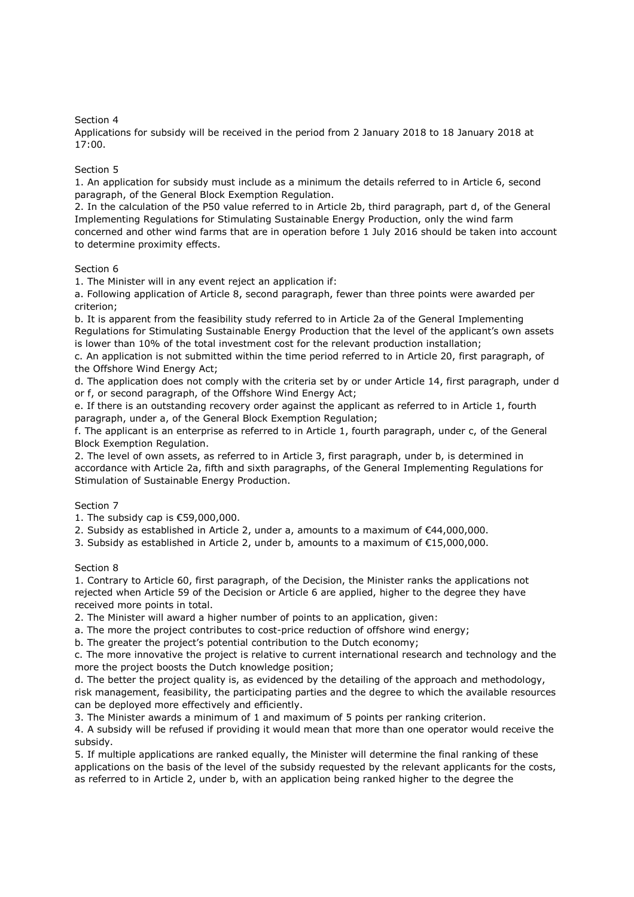Section 4

Applications for subsidy will be received in the period from 2 January 2018 to 18 January 2018 at 17:00.

Section 5

1. An application for subsidy must include as a minimum the details referred to in Article 6, second paragraph, of the General Block Exemption Regulation.
2. In the calculation of the P50 value referred to in Article 2b, third paragraph, part d, of the General Implementing Regulations for Stimulating Sustainable Energy Production, only the wind farm concerned and other wind farms that are in operation before 1 July 2016 should be taken into account to determine proximity effects.

Section 6

1. The Minister will in any event reject an application if:

a. Following application of Article 8, second paragraph, fewer than three points were awarded per criterion;

b. It is apparent from the feasibility study referred to in Article 2a of the General Implementing Regulations for Stimulating Sustainable Energy Production that the level of the applicant's own assets is lower than 10% of the total investment cost for the relevant production installation;

c. An application is not submitted within the time period referred to in Article 20, first paragraph, of the Offshore Wind Energy Act;

d. The application does not comply with the criteria set by or under Article 14, first paragraph, under d or f, or second paragraph, of the Offshore Wind Energy Act;

e. If there is an outstanding recovery order against the applicant as referred to in Article 1, fourth paragraph, under a, of the General Block Exemption Regulation;

f. The applicant is an enterprise as referred to in Article 1, fourth paragraph, under c, of the General Block Exemption Regulation.

2. The level of own assets, as referred to in Article 3, first paragraph, under b, is determined in accordance with Article 2a, fifth and sixth paragraphs, of the General Implementing Regulations for Stimulation of Sustainable Energy Production.

Section 7

1. The subsidy cap is €59,000,000.
2. Subsidy as established in Article 2, under a, amounts to a maximum of €44,000,000.
3. Subsidy as established in Article 2, under b, amounts to a maximum of €15,000,000.

Section 8

1. Contrary to Article 60, first paragraph, of the Decision, the Minister ranks the applications not rejected when Article 59 of the Decision or Article 6 are applied, higher to the degree they have received more points in total.
2. The Minister will award a higher number of points to an application, given:

a. The more the project contributes to cost-price reduction of offshore wind energy;

b. The greater the project's potential contribution to the Dutch economy;

c. The more innovative the project is relative to current international research and technology and the more the project boosts the Dutch knowledge position;

d. The better the project quality is, as evidenced by the detailing of the approach and methodology, risk management, feasibility, the participating parties and the degree to which the available resources can be deployed more effectively and efficiently.

3. The Minister awards a minimum of 1 and maximum of 5 points per ranking criterion.
4. A subsidy will be refused if providing it would mean that more than one operator would receive the subsidy.
5. If multiple applications are ranked equally, the Minister will determine the final ranking of these applications on the basis of the level of the subsidy requested by the relevant applicants for the costs, as referred to in Article 2, under b, with an application being ranked higher to the degree the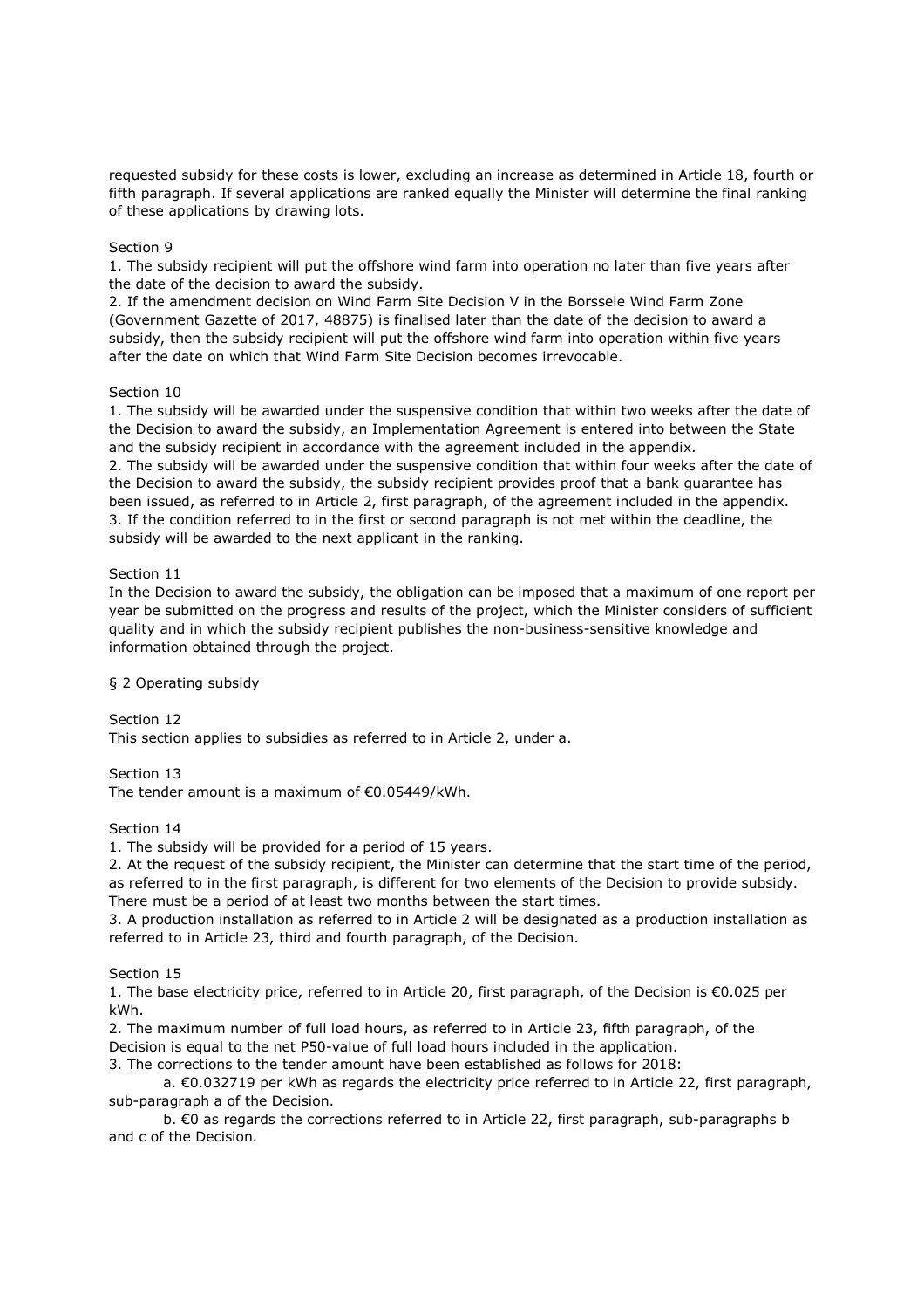requested subsidy for these costs is lower, excluding an increase as determined in Article 18, fourth or fifth paragraph. If several applications are ranked equally the Minister will determine the final ranking of these applications by drawing lots.

Section 9

1. The subsidy recipient will put the offshore wind farm into operation no later than five years after the date of the decision to award the subsidy.
2. If the amendment decision on Wind Farm Site Decision V in the Borssele Wind Farm Zone (Government Gazette of 2017, 48875) is finalised later than the date of the decision to award a subsidy, then the subsidy recipient will put the offshore wind farm into operation within five years after the date on which that Wind Farm Site Decision becomes irrevocable.

Section 10

1. The subsidy will be awarded under the suspensive condition that within two weeks after the date of the Decision to award the subsidy, an Implementation Agreement is entered into between the State and the subsidy recipient in accordance with the agreement included in the appendix.
2. The subsidy will be awarded under the suspensive condition that within four weeks after the date of the Decision to award the subsidy, the subsidy recipient provides proof that a bank guarantee has been issued, as referred to in Article 2, first paragraph, of the agreement included in the appendix.
3. If the condition referred to in the first or second paragraph is not met within the deadline, the subsidy will be awarded to the next applicant in the ranking.

Section 11

In the Decision to award the subsidy, the obligation can be imposed that a maximum of one report per year be submitted on the progress and results of the project, which the Minister considers of sufficient quality and in which the subsidy recipient publishes the non-business-sensitive knowledge and information obtained through the project.

§ 2 Operating subsidy

Section 12

This section applies to subsidies as referred to in Article 2, under a.

Section 13

The tender amount is a maximum of €0.05449/kWh.

Section 14

1. The subsidy will be provided for a period of 15 years.
2. At the request of the subsidy recipient, the Minister can determine that the start time of the period, as referred to in the first paragraph, is different for two elements of the Decision to provide subsidy. There must be a period of at least two months between the start times.
3. A production installation as referred to in Article 2 will be designated as a production installation as referred to in Article 23, third and fourth paragraph, of the Decision.

Section 15

1. The base electricity price, referred to in Article 20, first paragraph, of the Decision is €0.025 per kWh.
2. The maximum number of full load hours, as referred to in Article 23, fifth paragraph, of the Decision is equal to the net P50-value of full load hours included in the application.
3. The corrections to the tender amount have been established as follows for 2018:
    a. €0.032719 per kWh as regards the electricity price referred to in Article 22, first paragraph, sub-paragraph a of the Decision.
    b. €0 as regards the corrections referred to in Article 22, first paragraph, sub-paragraphs b and c of the Decision.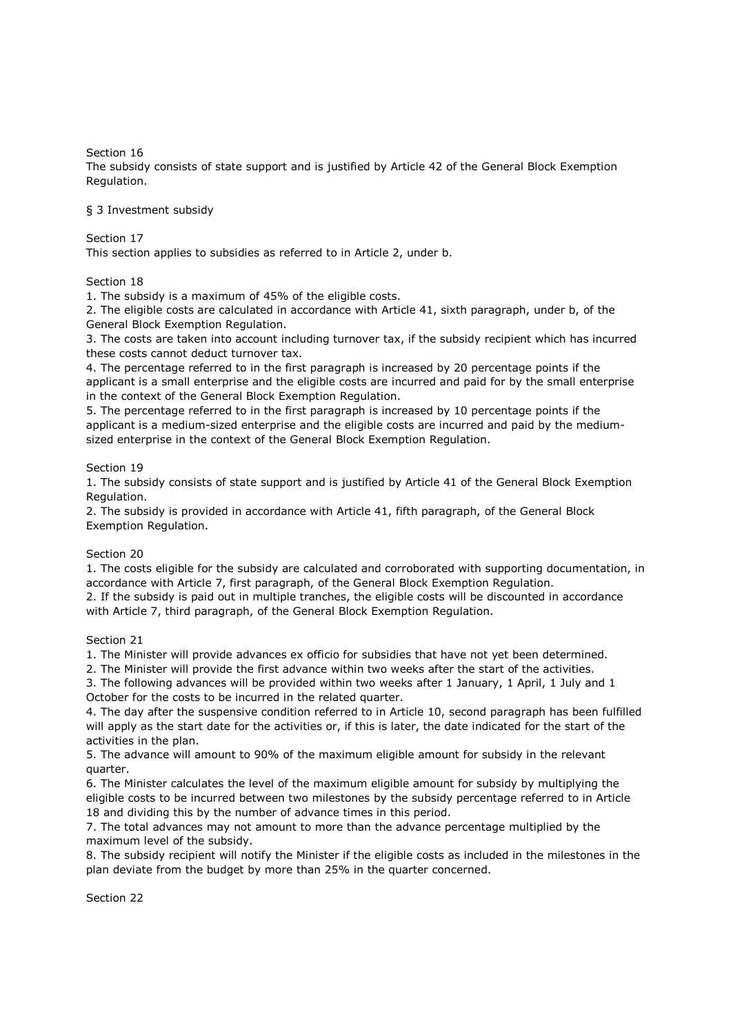Section 16

The subsidy consists of state support and is justified by Article 42 of the General Block Exemption Regulation.

## § 3 Investment subsidy

Section 17

This section applies to subsidies as referred to in Article 2, under b.

Section 18

1. The subsidy is a maximum of 45% of the eligible costs.
2. The eligible costs are calculated in accordance with Article 41, sixth paragraph, under b, of the General Block Exemption Regulation.
3. The costs are taken into account including turnover tax, if the subsidy recipient which has incurred these costs cannot deduct turnover tax.
4. The percentage referred to in the first paragraph is increased by 20 percentage points if the applicant is a small enterprise and the eligible costs are incurred and paid for by the small enterprise in the context of the General Block Exemption Regulation.
5. The percentage referred to in the first paragraph is increased by 10 percentage points if the applicant is a medium-sized enterprise and the eligible costs are incurred and paid by the medium-sized enterprise in the context of the General Block Exemption Regulation.

Section 19

1. The subsidy consists of state support and is justified by Article 41 of the General Block Exemption Regulation.
2. The subsidy is provided in accordance with Article 41, fifth paragraph, of the General Block Exemption Regulation.

Section 20

1. The costs eligible for the subsidy are calculated and corroborated with supporting documentation, in accordance with Article 7, first paragraph, of the General Block Exemption Regulation.
2. If the subsidy is paid out in multiple tranches, the eligible costs will be discounted in accordance with Article 7, third paragraph, of the General Block Exemption Regulation.

Section 21

1. The Minister will provide advances ex officio for subsidies that have not yet been determined.
2. The Minister will provide the first advance within two weeks after the start of the activities.
3. The following advances will be provided within two weeks after 1 January, 1 April, 1 July and 1 October for the costs to be incurred in the related quarter.
4. The day after the suspensive condition referred to in Article 10, second paragraph has been fulfilled will apply as the start date for the activities or, if this is later, the date indicated for the start of the activities in the plan.
5. The advance will amount to 90% of the maximum eligible amount for subsidy in the relevant quarter.
6. The Minister calculates the level of the maximum eligible amount for subsidy by multiplying the eligible costs to be incurred between two milestones by the subsidy percentage referred to in Article 18 and dividing this by the number of advance times in this period.
7. The total advances may not amount to more than the advance percentage multiplied by the maximum level of the subsidy.
8. The subsidy recipient will notify the Minister if the eligible costs as included in the milestones in the plan deviate from the budget by more than 25% in the quarter concerned.

Section 22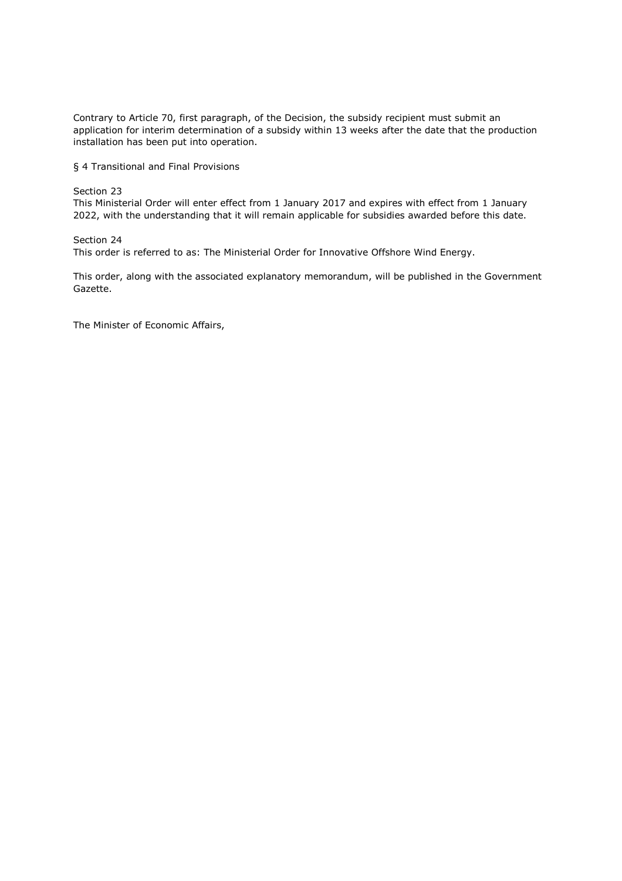Contrary to Article 70, first paragraph, of the Decision, the subsidy recipient must submit an application for interim determination of a subsidy within 13 weeks after the date that the production installation has been put into operation.

## § 4 Transitional and Final Provisions

### Section 23

This Ministerial Order will enter effect from 1 January 2017 and expires with effect from 1 January 2022, with the understanding that it will remain applicable for subsidies awarded before this date.

### Section 24

This order is referred to as: The Ministerial Order for Innovative Offshore Wind Energy.

This order, along with the associated explanatory memorandum, will be published in the Government Gazette.

The Minister of Economic Affairs,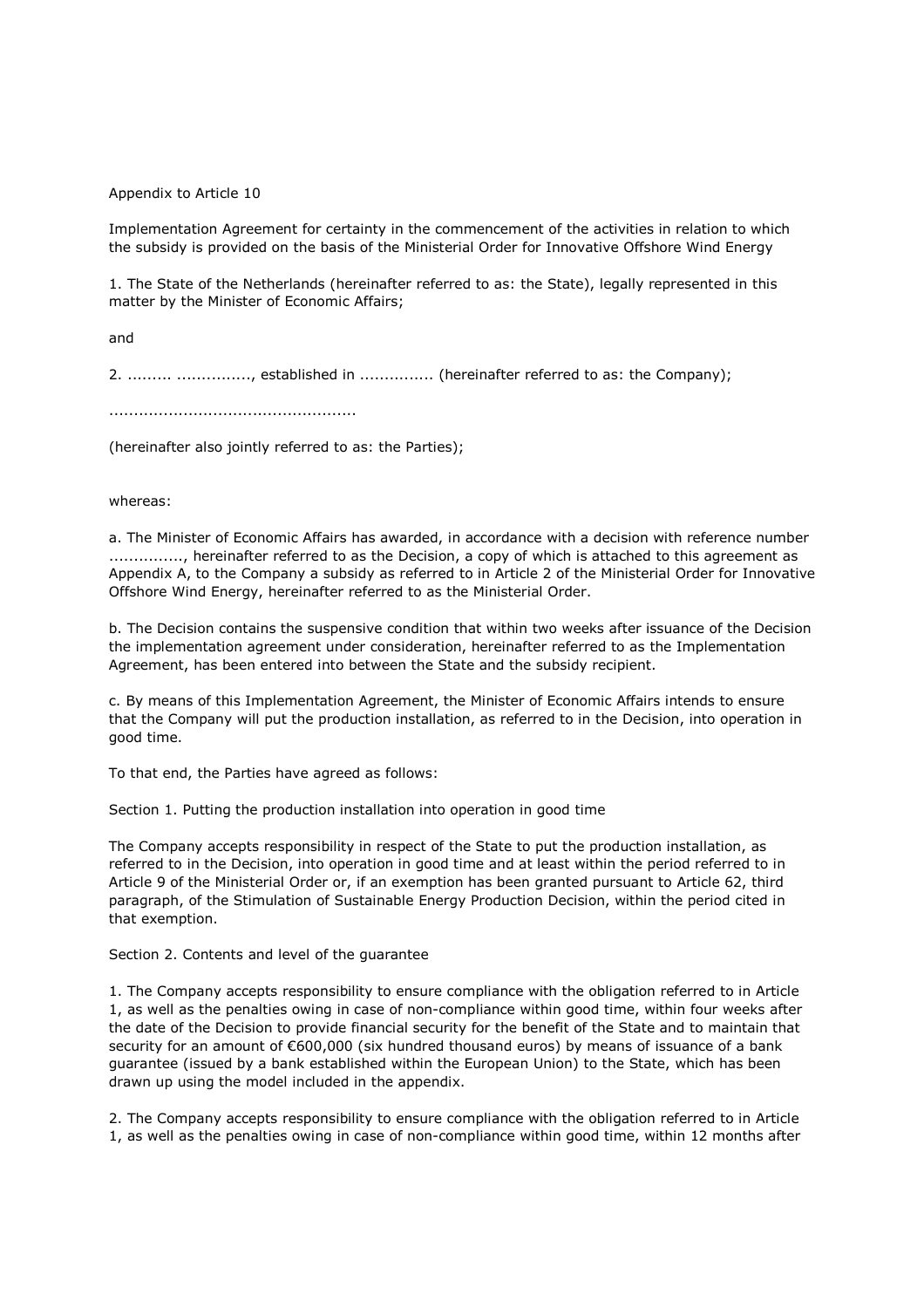Appendix to Article 10

Implementation Agreement for certainty in the commencement of the activities in relation to which the subsidy is provided on the basis of the Ministerial Order for Innovative Offshore Wind Energy

1. The State of the Netherlands (hereinafter referred to as: the State), legally represented in this matter by the Minister of Economic Affairs;

and

2. ......... ..............., established in ............... (hereinafter referred to as: the Company);

.................................................

(hereinafter also jointly referred to as: the Parties);

whereas:

a. The Minister of Economic Affairs has awarded, in accordance with a decision with reference number ..............., hereinafter referred to as the Decision, a copy of which is attached to this agreement as Appendix A, to the Company a subsidy as referred to in Article 2 of the Ministerial Order for Innovative Offshore Wind Energy, hereinafter referred to as the Ministerial Order.

b. The Decision contains the suspensive condition that within two weeks after issuance of the Decision the implementation agreement under consideration, hereinafter referred to as the Implementation Agreement, has been entered into between the State and the subsidy recipient.

c. By means of this Implementation Agreement, the Minister of Economic Affairs intends to ensure that the Company will put the production installation, as referred to in the Decision, into operation in good time.

To that end, the Parties have agreed as follows:

Section 1. Putting the production installation into operation in good time

The Company accepts responsibility in respect of the State to put the production installation, as referred to in the Decision, into operation in good time and at least within the period referred to in Article 9 of the Ministerial Order or, if an exemption has been granted pursuant to Article 62, third paragraph, of the Stimulation of Sustainable Energy Production Decision, within the period cited in that exemption.

Section 2. Contents and level of the guarantee

1. The Company accepts responsibility to ensure compliance with the obligation referred to in Article 1, as well as the penalties owing in case of non-compliance within good time, within four weeks after the date of the Decision to provide financial security for the benefit of the State and to maintain that security for an amount of €600,000 (six hundred thousand euros) by means of issuance of a bank guarantee (issued by a bank established within the European Union) to the State, which has been drawn up using the model included in the appendix.

2. The Company accepts responsibility to ensure compliance with the obligation referred to in Article 1, as well as the penalties owing in case of non-compliance within good time, within 12 months after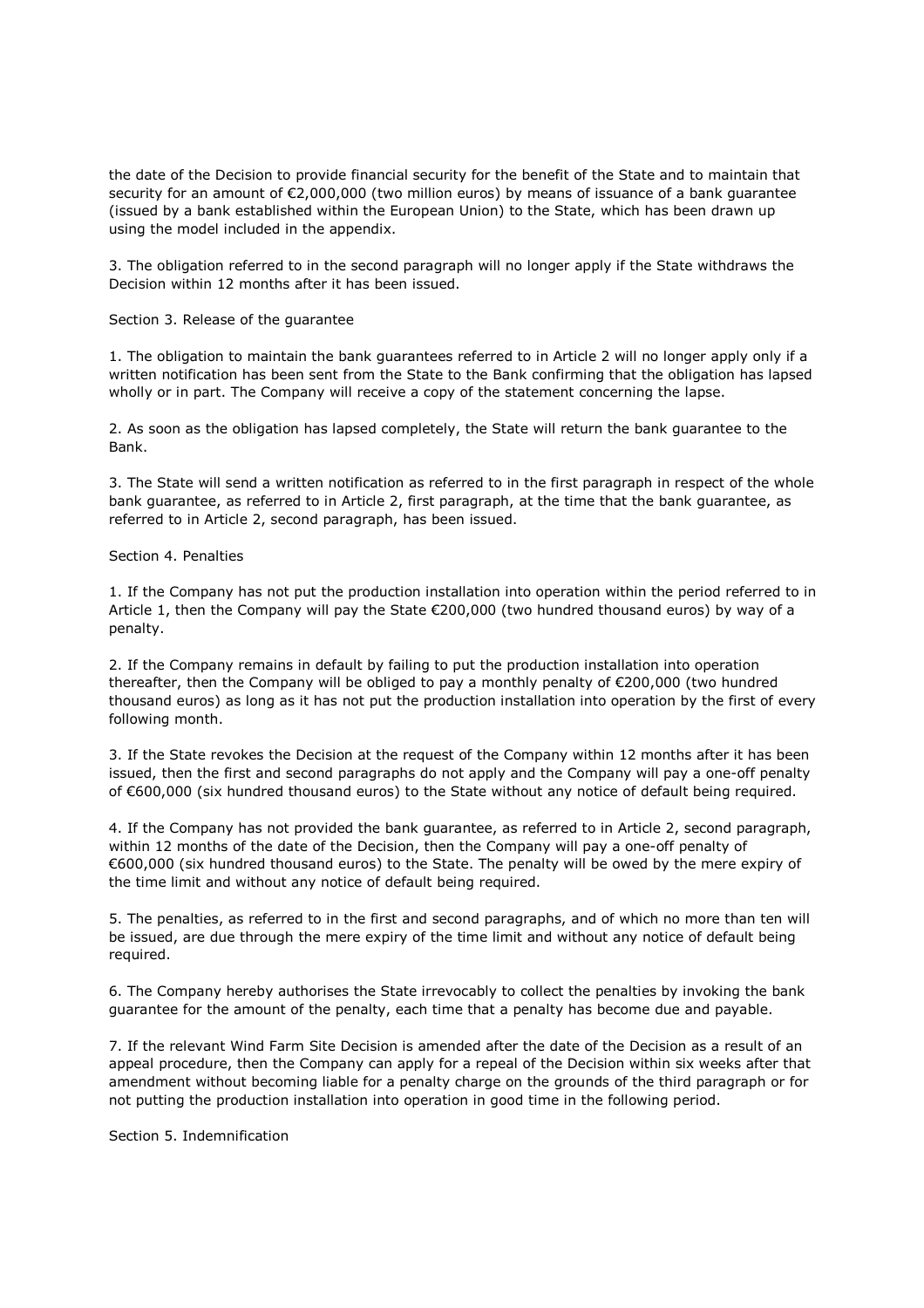the date of the Decision to provide financial security for the benefit of the State and to maintain that security for an amount of €2,000,000 (two million euros) by means of issuance of a bank guarantee (issued by a bank established within the European Union) to the State, which has been drawn up using the model included in the appendix.

3. The obligation referred to in the second paragraph will no longer apply if the State withdraws the Decision within 12 months after it has been issued.

Section 3. Release of the guarantee

1. The obligation to maintain the bank guarantees referred to in Article 2 will no longer apply only if a written notification has been sent from the State to the Bank confirming that the obligation has lapsed wholly or in part. The Company will receive a copy of the statement concerning the lapse.

2. As soon as the obligation has lapsed completely, the State will return the bank guarantee to the Bank.

3. The State will send a written notification as referred to in the first paragraph in respect of the whole bank guarantee, as referred to in Article 2, first paragraph, at the time that the bank guarantee, as referred to in Article 2, second paragraph, has been issued.

Section 4. Penalties

1. If the Company has not put the production installation into operation within the period referred to in Article 1, then the Company will pay the State €200,000 (two hundred thousand euros) by way of a penalty.

2. If the Company remains in default by failing to put the production installation into operation thereafter, then the Company will be obliged to pay a monthly penalty of €200,000 (two hundred thousand euros) as long as it has not put the production installation into operation by the first of every following month.

3. If the State revokes the Decision at the request of the Company within 12 months after it has been issued, then the first and second paragraphs do not apply and the Company will pay a one-off penalty of €600,000 (six hundred thousand euros) to the State without any notice of default being required.

4. If the Company has not provided the bank guarantee, as referred to in Article 2, second paragraph, within 12 months of the date of the Decision, then the Company will pay a one-off penalty of €600,000 (six hundred thousand euros) to the State. The penalty will be owed by the mere expiry of the time limit and without any notice of default being required.

5. The penalties, as referred to in the first and second paragraphs, and of which no more than ten will be issued, are due through the mere expiry of the time limit and without any notice of default being required.

6. The Company hereby authorises the State irrevocably to collect the penalties by invoking the bank guarantee for the amount of the penalty, each time that a penalty has become due and payable.

7. If the relevant Wind Farm Site Decision is amended after the date of the Decision as a result of an appeal procedure, then the Company can apply for a repeal of the Decision within six weeks after that amendment without becoming liable for a penalty charge on the grounds of the third paragraph or for not putting the production installation into operation in good time in the following period.

Section 5. Indemnification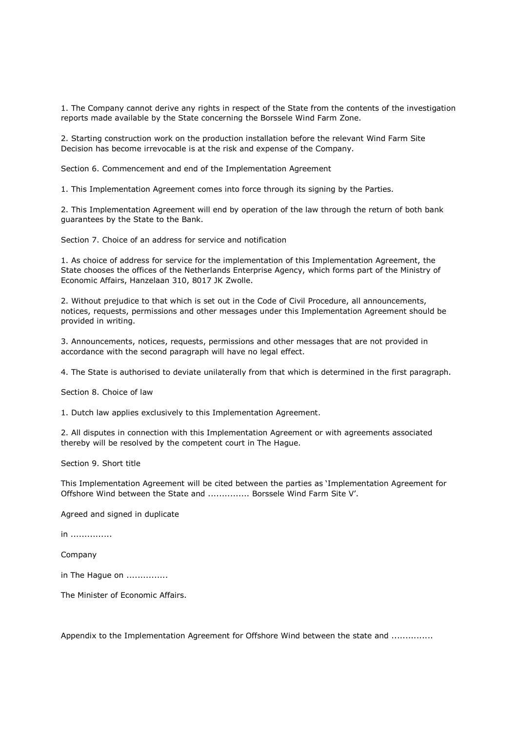1. The Company cannot derive any rights in respect of the State from the contents of the investigation reports made available by the State concerning the Borssele Wind Farm Zone.

2. Starting construction work on the production installation before the relevant Wind Farm Site Decision has become irrevocable is at the risk and expense of the Company.

## Section 6. Commencement and end of the Implementation Agreement

1. This Implementation Agreement comes into force through its signing by the Parties.

2. This Implementation Agreement will end by operation of the law through the return of both bank guarantees by the State to the Bank.

## Section 7. Choice of an address for service and notification

1. As choice of address for service for the implementation of this Implementation Agreement, the State chooses the offices of the Netherlands Enterprise Agency, which forms part of the Ministry of Economic Affairs, Hanzelaan 310, 8017 JK Zwolle.

2. Without prejudice to that which is set out in the Code of Civil Procedure, all announcements, notices, requests, permissions and other messages under this Implementation Agreement should be provided in writing.

3. Announcements, notices, requests, permissions and other messages that are not provided in accordance with the second paragraph will have no legal effect.

4. The State is authorised to deviate unilaterally from that which is determined in the first paragraph.

## Section 8. Choice of law

1. Dutch law applies exclusively to this Implementation Agreement.

2. All disputes in connection with this Implementation Agreement or with agreements associated thereby will be resolved by the competent court in The Hague.

## Section 9. Short title

This Implementation Agreement will be cited between the parties as 'Implementation Agreement for Offshore Wind between the State and ............... Borssele Wind Farm Site V'.

Agreed and signed in duplicate

in ...............

Company

in The Hague on ...............

The Minister of Economic Affairs.

Appendix to the Implementation Agreement for Offshore Wind between the state and ...............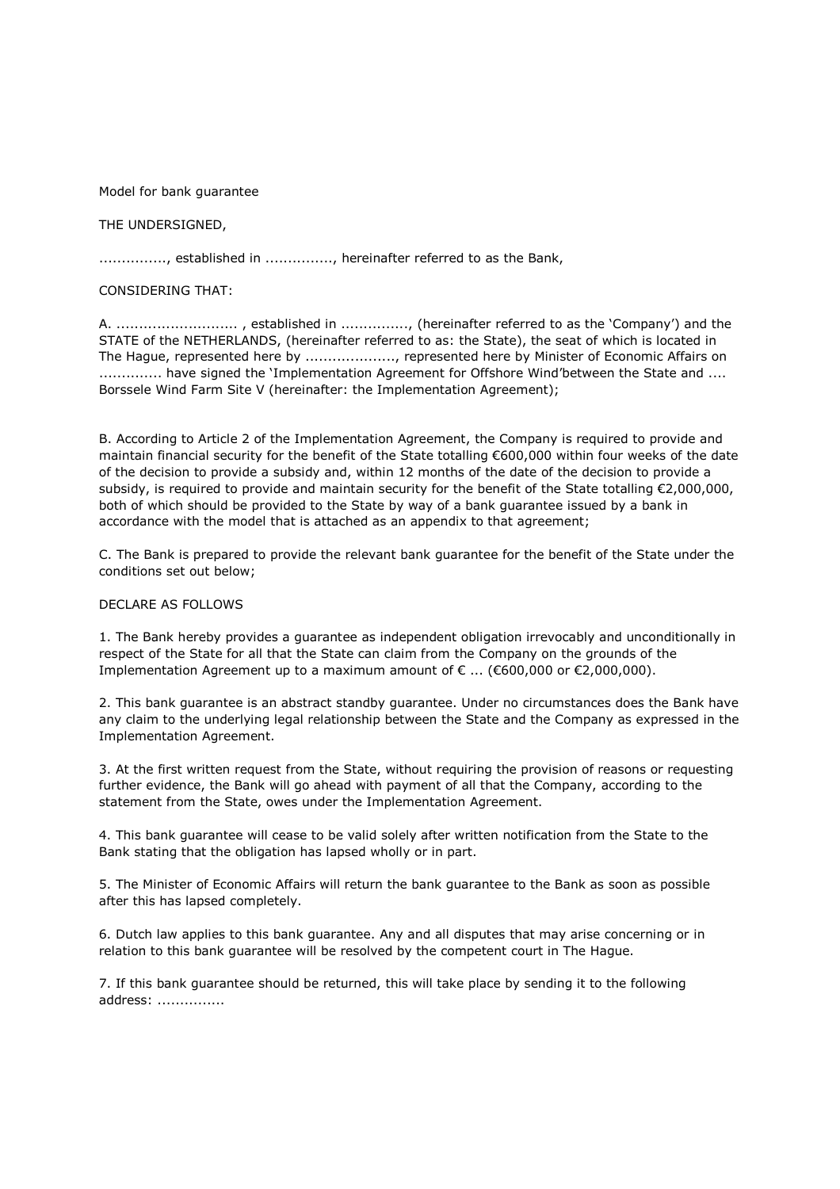Model for bank guarantee

THE UNDERSIGNED,

..............., established in ..............., hereinafter referred to as the Bank,

CONSIDERING THAT:

A. ........................... , established in ..............., (hereinafter referred to as the 'Company') and the STATE of the NETHERLANDS, (hereinafter referred to as: the State), the seat of which is located in The Hague, represented here by ...................., represented here by Minister of Economic Affairs on ............. have signed the 'Implementation Agreement for Offshore Wind'between the State and .... Borssele Wind Farm Site V (hereinafter: the Implementation Agreement);

B. According to Article 2 of the Implementation Agreement, the Company is required to provide and maintain financial security for the benefit of the State totalling €600,000 within four weeks of the date of the decision to provide a subsidy and, within 12 months of the date of the decision to provide a subsidy, is required to provide and maintain security for the benefit of the State totalling €2,000,000, both of which should be provided to the State by way of a bank guarantee issued by a bank in accordance with the model that is attached as an appendix to that agreement;

C. The Bank is prepared to provide the relevant bank guarantee for the benefit of the State under the conditions set out below;

DECLARE AS FOLLOWS

1. The Bank hereby provides a guarantee as independent obligation irrevocably and unconditionally in respect of the State for all that the State can claim from the Company on the grounds of the Implementation Agreement up to a maximum amount of € ... (€600,000 or €2,000,000).

2. This bank guarantee is an abstract standby guarantee. Under no circumstances does the Bank have any claim to the underlying legal relationship between the State and the Company as expressed in the Implementation Agreement.

3. At the first written request from the State, without requiring the provision of reasons or requesting further evidence, the Bank will go ahead with payment of all that the Company, according to the statement from the State, owes under the Implementation Agreement.

4. This bank guarantee will cease to be valid solely after written notification from the State to the Bank stating that the obligation has lapsed wholly or in part.

5. The Minister of Economic Affairs will return the bank guarantee to the Bank as soon as possible after this has lapsed completely.

6. Dutch law applies to this bank guarantee. Any and all disputes that may arise concerning or in relation to this bank guarantee will be resolved by the competent court in The Hague.

7. If this bank guarantee should be returned, this will take place by sending it to the following address: ...............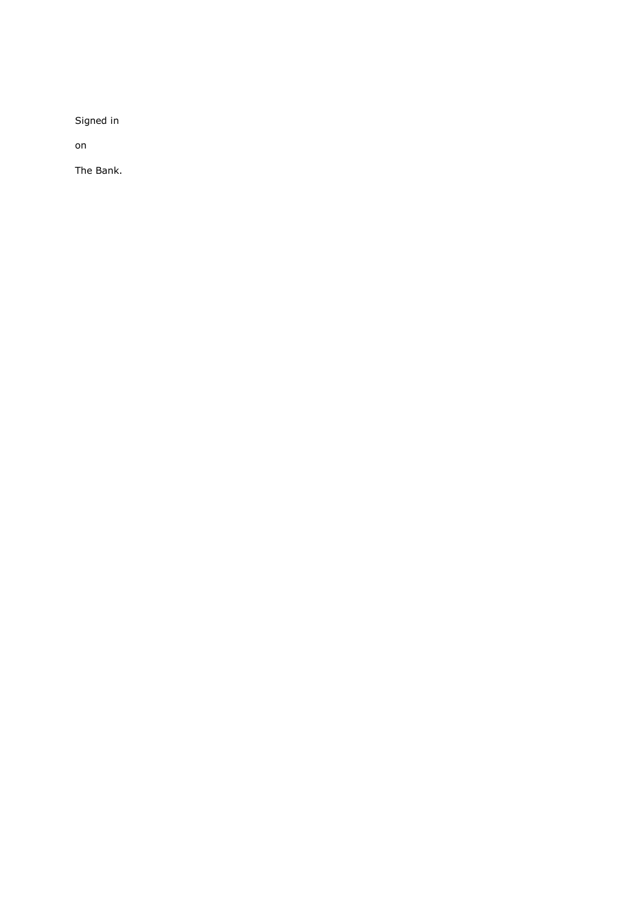Signed in

on

The Bank.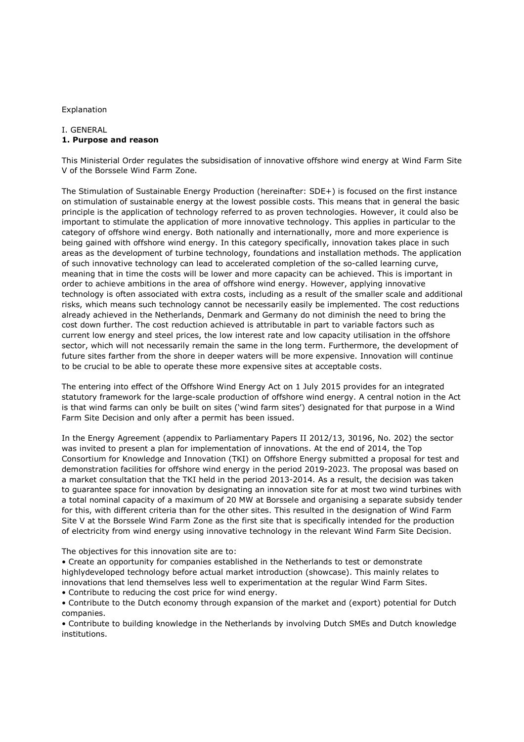Explanation

I. GENERAL

**1. Purpose and reason**

This Ministerial Order regulates the subsidisation of innovative offshore wind energy at Wind Farm Site V of the Borssele Wind Farm Zone.

The Stimulation of Sustainable Energy Production (hereinafter: SDE+) is focused on the first instance on stimulation of sustainable energy at the lowest possible costs. This means that in general the basic principle is the application of technology referred to as proven technologies. However, it could also be important to stimulate the application of more innovative technology. This applies in particular to the category of offshore wind energy. Both nationally and internationally, more and more experience is being gained with offshore wind energy. In this category specifically, innovation takes place in such areas as the development of turbine technology, foundations and installation methods. The application of such innovative technology can lead to accelerated completion of the so-called learning curve, meaning that in time the costs will be lower and more capacity can be achieved. This is important in order to achieve ambitions in the area of offshore wind energy. However, applying innovative technology is often associated with extra costs, including as a result of the smaller scale and additional risks, which means such technology cannot be necessarily easily be implemented. The cost reductions already achieved in the Netherlands, Denmark and Germany do not diminish the need to bring the cost down further. The cost reduction achieved is attributable in part to variable factors such as current low energy and steel prices, the low interest rate and low capacity utilisation in the offshore sector, which will not necessarily remain the same in the long term. Furthermore, the development of future sites farther from the shore in deeper waters will be more expensive. Innovation will continue to be crucial to be able to operate these more expensive sites at acceptable costs.

The entering into effect of the Offshore Wind Energy Act on 1 July 2015 provides for an integrated statutory framework for the large-scale production of offshore wind energy. A central notion in the Act is that wind farms can only be built on sites ('wind farm sites') designated for that purpose in a Wind Farm Site Decision and only after a permit has been issued.

In the Energy Agreement (appendix to Parliamentary Papers II 2012/13, 30196, No. 202) the sector was invited to present a plan for implementation of innovations. At the end of 2014, the Top Consortium for Knowledge and Innovation (TKI) on Offshore Energy submitted a proposal for test and demonstration facilities for offshore wind energy in the period 2019-2023. The proposal was based on a market consultation that the TKI held in the period 2013-2014. As a result, the decision was taken to guarantee space for innovation by designating an innovation site for at most two wind turbines with a total nominal capacity of a maximum of 20 MW at Borssele and organising a separate subsidy tender for this, with different criteria than for the other sites. This resulted in the designation of Wind Farm Site V at the Borssele Wind Farm Zone as the first site that is specifically intended for the production of electricity from wind energy using innovative technology in the relevant Wind Farm Site Decision.

The objectives for this innovation site are to:

- Create an opportunity for companies established in the Netherlands to test or demonstrate highlydeveloped technology before actual market introduction (showcase). This mainly relates to innovations that lend themselves less well to experimentation at the regular Wind Farm Sites.
- Contribute to reducing the cost price for wind energy.
- Contribute to the Dutch economy through expansion of the market and (export) potential for Dutch companies.
- Contribute to building knowledge in the Netherlands by involving Dutch SMEs and Dutch knowledge institutions.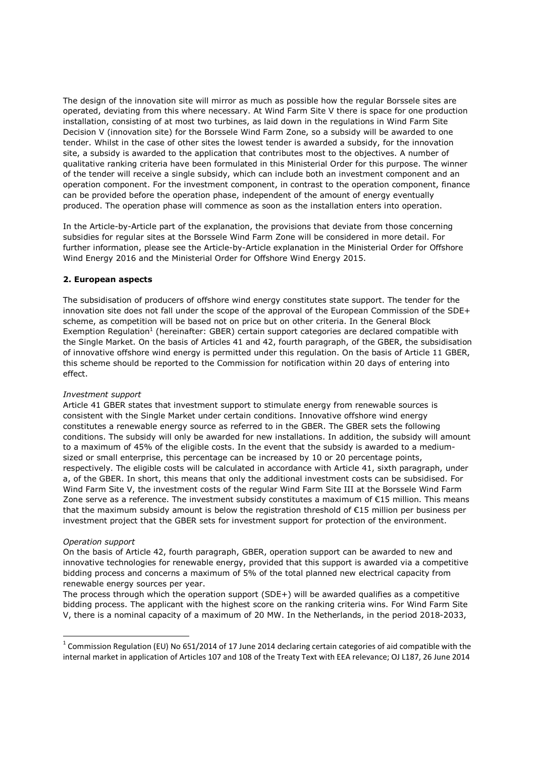The design of the innovation site will mirror as much as possible how the regular Borssele sites are operated, deviating from this where necessary. At Wind Farm Site V there is space for one production installation, consisting of at most two turbines, as laid down in the regulations in Wind Farm Site Decision V (innovation site) for the Borssele Wind Farm Zone, so a subsidy will be awarded to one tender. Whilst in the case of other sites the lowest tender is awarded a subsidy, for the innovation site, a subsidy is awarded to the application that contributes most to the objectives. A number of qualitative ranking criteria have been formulated in this Ministerial Order for this purpose. The winner of the tender will receive a single subsidy, which can include both an investment component and an operation component. For the investment component, in contrast to the operation component, finance can be provided before the operation phase, independent of the amount of energy eventually produced. The operation phase will commence as soon as the installation enters into operation.

In the Article-by-Article part of the explanation, the provisions that deviate from those concerning subsidies for regular sites at the Borssele Wind Farm Zone will be considered in more detail. For further information, please see the Article-by-Article explanation in the Ministerial Order for Offshore Wind Energy 2016 and the Ministerial Order for Offshore Wind Energy 2015.

**2. European aspects**

The subsidisation of producers of offshore wind energy constitutes state support. The tender for the innovation site does not fall under the scope of the approval of the European Commission of the SDE+ scheme, as competition will be based not on price but on other criteria. In the General Block Exemption Regulation[1] (hereinafter: GBER) certain support categories are declared compatible with the Single Market. On the basis of Articles 41 and 42, fourth paragraph, of the GBER, the subsidisation of innovative offshore wind energy is permitted under this regulation. On the basis of Article 11 GBER, this scheme should be reported to the Commission for notification within 20 days of entering into effect.

*Investment support*
Article 41 GBER states that investment support to stimulate energy from renewable sources is consistent with the Single Market under certain conditions. Innovative offshore wind energy constitutes a renewable energy source as referred to in the GBER. The GBER sets the following conditions. The subsidy will only be awarded for new installations. In addition, the subsidy will amount to a maximum of 45% of the eligible costs. In the event that the subsidy is awarded to a medium-sized or small enterprise, this percentage can be increased by 10 or 20 percentage points, respectively. The eligible costs will be calculated in accordance with Article 41, sixth paragraph, under a, of the GBER. In short, this means that only the additional investment costs can be subsidised. For Wind Farm Site V, the investment costs of the regular Wind Farm Site III at the Borssele Wind Farm Zone serve as a reference. The investment subsidy constitutes a maximum of €15 million. This means that the maximum subsidy amount is below the registration threshold of €15 million per business per investment project that the GBER sets for investment support for protection of the environment.

*Operation support*
On the basis of Article 42, fourth paragraph, GBER, operation support can be awarded to new and innovative technologies for renewable energy, provided that this support is awarded via a competitive bidding process and concerns a maximum of 5% of the total planned new electrical capacity from renewable energy sources per year.
The process through which the operation support (SDE+) will be awarded qualifies as a competitive bidding process. The applicant with the highest score on the ranking criteria wins. For Wind Farm Site V, there is a nominal capacity of a maximum of 20 MW. In the Netherlands, in the period 2018-2033,

---

[1] Commission Regulation (EU) No 651/2014 of 17 June 2014 declaring certain categories of aid compatible with the internal market in application of Articles 107 and 108 of the Treaty Text with EEA relevance; OJ L187, 26 June 2014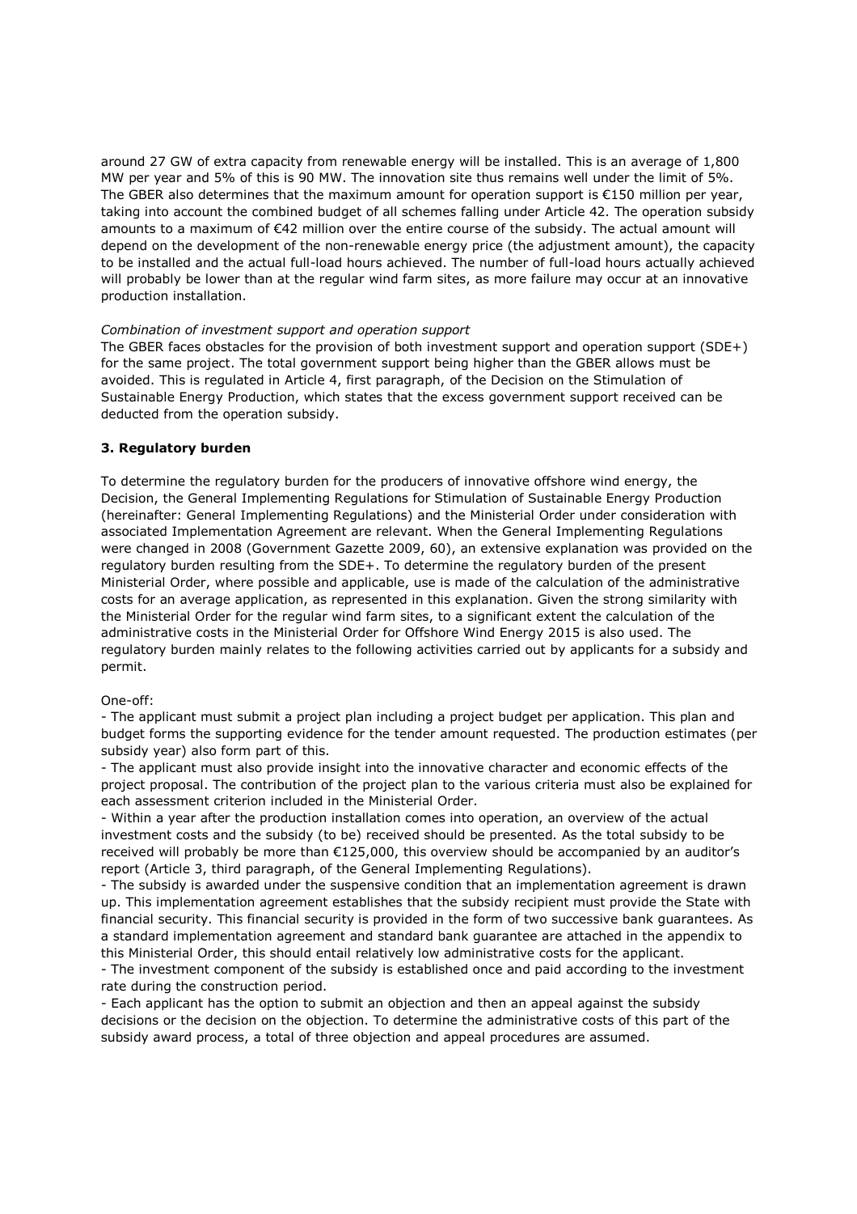around 27 GW of extra capacity from renewable energy will be installed. This is an average of 1,800 MW per year and 5% of this is 90 MW. The innovation site thus remains well under the limit of 5%. The GBER also determines that the maximum amount for operation support is €150 million per year, taking into account the combined budget of all schemes falling under Article 42. The operation subsidy amounts to a maximum of €42 million over the entire course of the subsidy. The actual amount will depend on the development of the non-renewable energy price (the adjustment amount), the capacity to be installed and the actual full-load hours achieved. The number of full-load hours actually achieved will probably be lower than at the regular wind farm sites, as more failure may occur at an innovative production installation.

*Combination of investment support and operation support*

The GBER faces obstacles for the provision of both investment support and operation support (SDE+) for the same project. The total government support being higher than the GBER allows must be avoided. This is regulated in Article 4, first paragraph, of the Decision on the Stimulation of Sustainable Energy Production, which states that the excess government support received can be deducted from the operation subsidy.

## 3. Regulatory burden

To determine the regulatory burden for the producers of innovative offshore wind energy, the Decision, the General Implementing Regulations for Stimulation of Sustainable Energy Production (hereinafter: General Implementing Regulations) and the Ministerial Order under consideration with associated Implementation Agreement are relevant. When the General Implementing Regulations were changed in 2008 (Government Gazette 2009, 60), an extensive explanation was provided on the regulatory burden resulting from the SDE+. To determine the regulatory burden of the present Ministerial Order, where possible and applicable, use is made of the calculation of the administrative costs for an average application, as represented in this explanation. Given the strong similarity with the Ministerial Order for the regular wind farm sites, to a significant extent the calculation of the administrative costs in the Ministerial Order for Offshore Wind Energy 2015 is also used. The regulatory burden mainly relates to the following activities carried out by applicants for a subsidy and permit.

One-off:

- The applicant must submit a project plan including a project budget per application. This plan and budget forms the supporting evidence for the tender amount requested. The production estimates (per subsidy year) also form part of this.
- The applicant must also provide insight into the innovative character and economic effects of the project proposal. The contribution of the project plan to the various criteria must also be explained for each assessment criterion included in the Ministerial Order.
- Within a year after the production installation comes into operation, an overview of the actual investment costs and the subsidy (to be) received should be presented. As the total subsidy to be received will probably be more than €125,000, this overview should be accompanied by an auditor's report (Article 3, third paragraph, of the General Implementing Regulations).
- The subsidy is awarded under the suspensive condition that an implementation agreement is drawn up. This implementation agreement establishes that the subsidy recipient must provide the State with financial security. This financial security is provided in the form of two successive bank guarantees. As a standard implementation agreement and standard bank guarantee are attached in the appendix to this Ministerial Order, this should entail relatively low administrative costs for the applicant.
- The investment component of the subsidy is established once and paid according to the investment rate during the construction period.
- Each applicant has the option to submit an objection and then an appeal against the subsidy decisions or the decision on the objection. To determine the administrative costs of this part of the subsidy award process, a total of three objection and appeal procedures are assumed.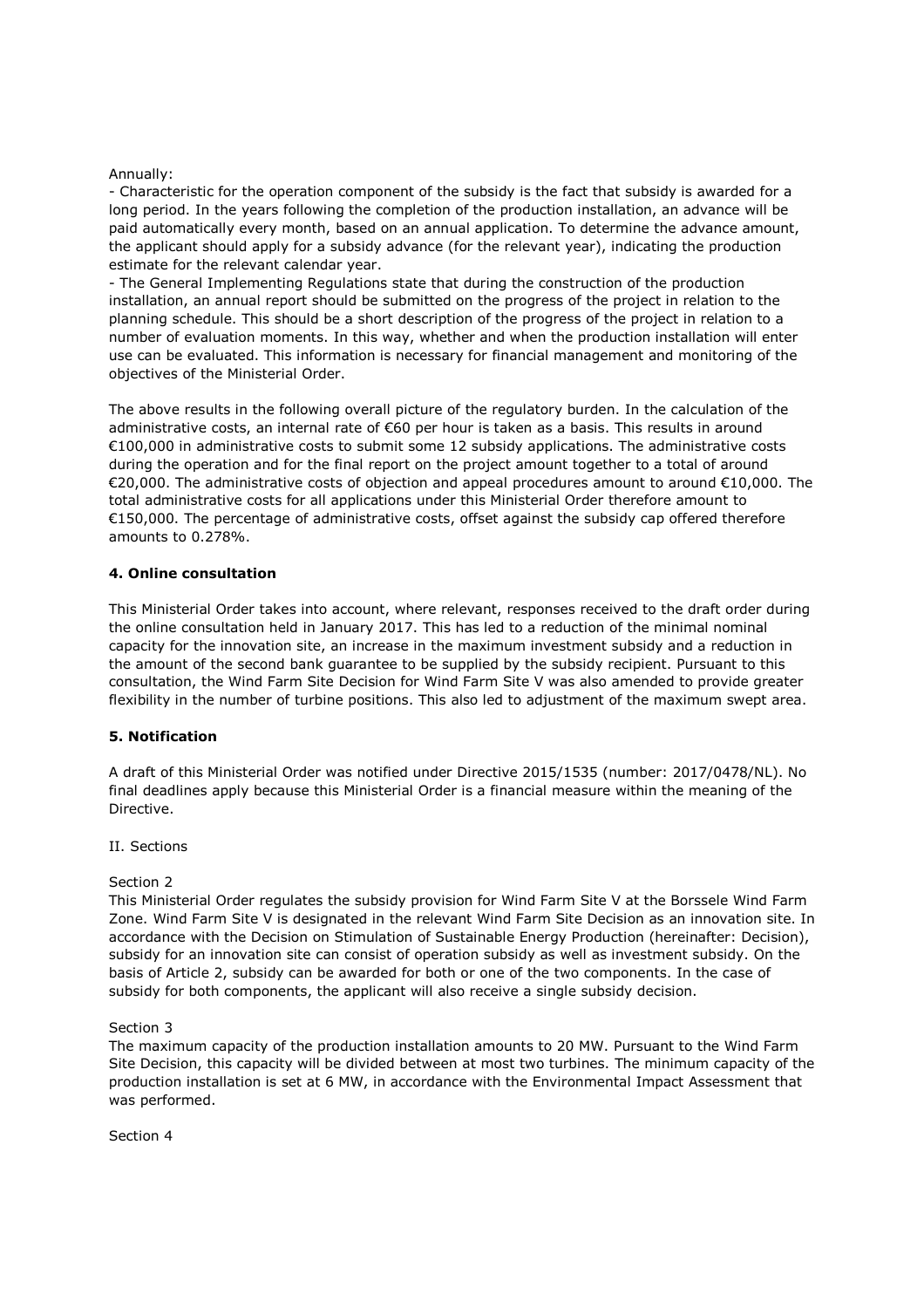Annually:

- Characteristic for the operation component of the subsidy is the fact that subsidy is awarded for a long period. In the years following the completion of the production installation, an advance will be paid automatically every month, based on an annual application. To determine the advance amount, the applicant should apply for a subsidy advance (for the relevant year), indicating the production estimate for the relevant calendar year.
- The General Implementing Regulations state that during the construction of the production installation, an annual report should be submitted on the progress of the project in relation to the planning schedule. This should be a short description of the progress of the project in relation to a number of evaluation moments. In this way, whether and when the production installation will enter use can be evaluated. This information is necessary for financial management and monitoring of the objectives of the Ministerial Order.

The above results in the following overall picture of the regulatory burden. In the calculation of the administrative costs, an internal rate of €60 per hour is taken as a basis. This results in around €100,000 in administrative costs to submit some 12 subsidy applications. The administrative costs during the operation and for the final report on the project amount together to a total of around €20,000. The administrative costs of objection and appeal procedures amount to around €10,000. The total administrative costs for all applications under this Ministerial Order therefore amount to €150,000. The percentage of administrative costs, offset against the subsidy cap offered therefore amounts to 0.278%.

### 4. Online consultation

This Ministerial Order takes into account, where relevant, responses received to the draft order during the online consultation held in January 2017. This has led to a reduction of the minimal nominal capacity for the innovation site, an increase in the maximum investment subsidy and a reduction in the amount of the second bank guarantee to be supplied by the subsidy recipient. Pursuant to this consultation, the Wind Farm Site Decision for Wind Farm Site V was also amended to provide greater flexibility in the number of turbine positions. This also led to adjustment of the maximum swept area.

### 5. Notification

A draft of this Ministerial Order was notified under Directive 2015/1535 (number: 2017/0478/NL). No final deadlines apply because this Ministerial Order is a financial measure within the meaning of the Directive.

II. Sections

Section 2

This Ministerial Order regulates the subsidy provision for Wind Farm Site V at the Borssele Wind Farm Zone. Wind Farm Site V is designated in the relevant Wind Farm Site Decision as an innovation site. In accordance with the Decision on Stimulation of Sustainable Energy Production (hereinafter: Decision), subsidy for an innovation site can consist of operation subsidy as well as investment subsidy. On the basis of Article 2, subsidy can be awarded for both or one of the two components. In the case of subsidy for both components, the applicant will also receive a single subsidy decision.

Section 3

The maximum capacity of the production installation amounts to 20 MW. Pursuant to the Wind Farm Site Decision, this capacity will be divided between at most two turbines. The minimum capacity of the production installation is set at 6 MW, in accordance with the Environmental Impact Assessment that was performed.

Section 4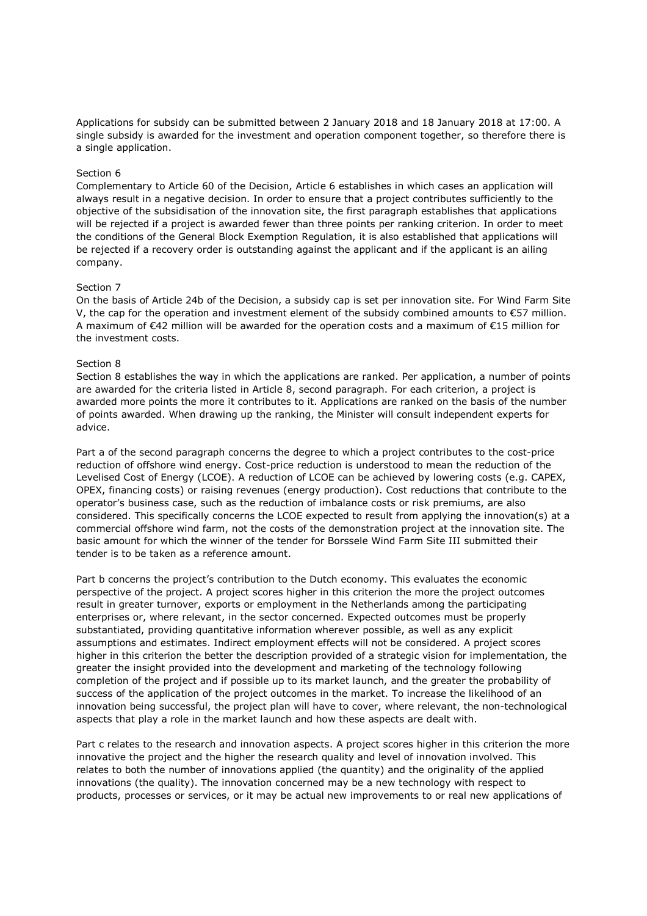Applications for subsidy can be submitted between 2 January 2018 and 18 January 2018 at 17:00. A single subsidy is awarded for the investment and operation component together, so therefore there is a single application.

Section 6

Complementary to Article 60 of the Decision, Article 6 establishes in which cases an application will always result in a negative decision. In order to ensure that a project contributes sufficiently to the objective of the subsidisation of the innovation site, the first paragraph establishes that applications will be rejected if a project is awarded fewer than three points per ranking criterion. In order to meet the conditions of the General Block Exemption Regulation, it is also established that applications will be rejected if a recovery order is outstanding against the applicant and if the applicant is an ailing company.

Section 7

On the basis of Article 24b of the Decision, a subsidy cap is set per innovation site. For Wind Farm Site V, the cap for the operation and investment element of the subsidy combined amounts to €57 million. A maximum of €42 million will be awarded for the operation costs and a maximum of €15 million for the investment costs.

Section 8

Section 8 establishes the way in which the applications are ranked. Per application, a number of points are awarded for the criteria listed in Article 8, second paragraph. For each criterion, a project is awarded more points the more it contributes to it. Applications are ranked on the basis of the number of points awarded. When drawing up the ranking, the Minister will consult independent experts for advice.

Part a of the second paragraph concerns the degree to which a project contributes to the cost-price reduction of offshore wind energy. Cost-price reduction is understood to mean the reduction of the Levelised Cost of Energy (LCOE). A reduction of LCOE can be achieved by lowering costs (e.g. CAPEX, OPEX, financing costs) or raising revenues (energy production). Cost reductions that contribute to the operator's business case, such as the reduction of imbalance costs or risk premiums, are also considered. This specifically concerns the LCOE expected to result from applying the innovation(s) at a commercial offshore wind farm, not the costs of the demonstration project at the innovation site. The basic amount for which the winner of the tender for Borssele Wind Farm Site III submitted their tender is to be taken as a reference amount.

Part b concerns the project's contribution to the Dutch economy. This evaluates the economic perspective of the project. A project scores higher in this criterion the more the project outcomes result in greater turnover, exports or employment in the Netherlands among the participating enterprises or, where relevant, in the sector concerned. Expected outcomes must be properly substantiated, providing quantitative information wherever possible, as well as any explicit assumptions and estimates. Indirect employment effects will not be considered. A project scores higher in this criterion the better the description provided of a strategic vision for implementation, the greater the insight provided into the development and marketing of the technology following completion of the project and if possible up to its market launch, and the greater the probability of success of the application of the project outcomes in the market. To increase the likelihood of an innovation being successful, the project plan will have to cover, where relevant, the non-technological aspects that play a role in the market launch and how these aspects are dealt with.

Part c relates to the research and innovation aspects. A project scores higher in this criterion the more innovative the project and the higher the research quality and level of innovation involved. This relates to both the number of innovations applied (the quantity) and the originality of the applied innovations (the quality). The innovation concerned may be a new technology with respect to products, processes or services, or it may be actual new improvements to or real new applications of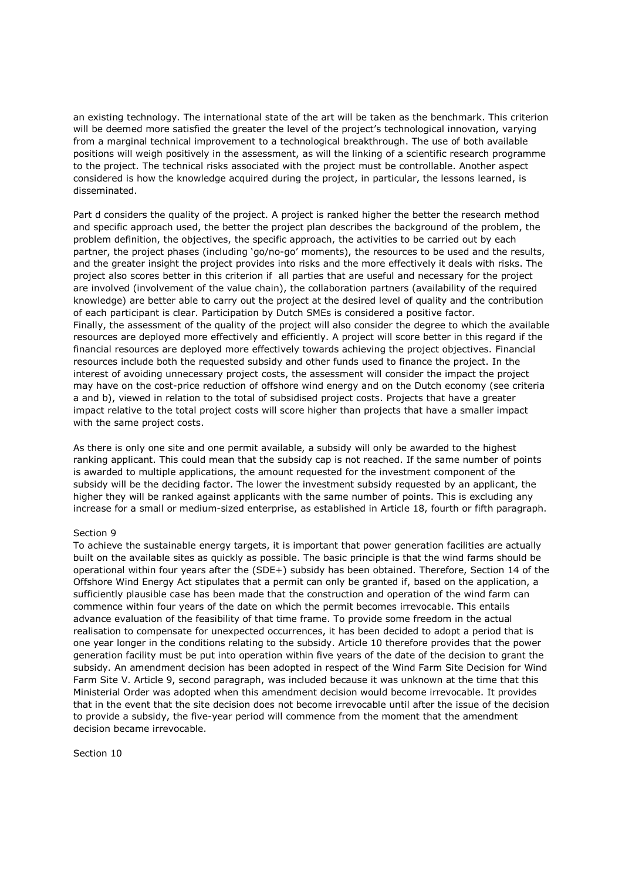an existing technology. The international state of the art will be taken as the benchmark. This criterion will be deemed more satisfied the greater the level of the project's technological innovation, varying from a marginal technical improvement to a technological breakthrough. The use of both available positions will weigh positively in the assessment, as will the linking of a scientific research programme to the project. The technical risks associated with the project must be controllable. Another aspect considered is how the knowledge acquired during the project, in particular, the lessons learned, is disseminated.

Part d considers the quality of the project. A project is ranked higher the better the research method and specific approach used, the better the project plan describes the background of the problem, the problem definition, the objectives, the specific approach, the activities to be carried out by each partner, the project phases (including 'go/no-go' moments), the resources to be used and the results, and the greater insight the project provides into risks and the more effectively it deals with risks. The project also scores better in this criterion if all parties that are useful and necessary for the project are involved (involvement of the value chain), the collaboration partners (availability of the required knowledge) are better able to carry out the project at the desired level of quality and the contribution of each participant is clear. Participation by Dutch SMEs is considered a positive factor.
Finally, the assessment of the quality of the project will also consider the degree to which the available resources are deployed more effectively and efficiently. A project will score better in this regard if the financial resources are deployed more effectively towards achieving the project objectives. Financial resources include both the requested subsidy and other funds used to finance the project. In the interest of avoiding unnecessary project costs, the assessment will consider the impact the project may have on the cost-price reduction of offshore wind energy and on the Dutch economy (see criteria a and b), viewed in relation to the total of subsidised project costs. Projects that have a greater impact relative to the total project costs will score higher than projects that have a smaller impact with the same project costs.

As there is only one site and one permit available, a subsidy will only be awarded to the highest ranking applicant. This could mean that the subsidy cap is not reached. If the same number of points is awarded to multiple applications, the amount requested for the investment component of the subsidy will be the deciding factor. The lower the investment subsidy requested by an applicant, the higher they will be ranked against applicants with the same number of points. This is excluding any increase for a small or medium-sized enterprise, as established in Article 18, fourth or fifth paragraph.

Section 9

To achieve the sustainable energy targets, it is important that power generation facilities are actually built on the available sites as quickly as possible. The basic principle is that the wind farms should be operational within four years after the (SDE+) subsidy has been obtained. Therefore, Section 14 of the Offshore Wind Energy Act stipulates that a permit can only be granted if, based on the application, a sufficiently plausible case has been made that the construction and operation of the wind farm can commence within four years of the date on which the permit becomes irrevocable. This entails advance evaluation of the feasibility of that time frame. To provide some freedom in the actual realisation to compensate for unexpected occurrences, it has been decided to adopt a period that is one year longer in the conditions relating to the subsidy. Article 10 therefore provides that the power generation facility must be put into operation within five years of the date of the decision to grant the subsidy. An amendment decision has been adopted in respect of the Wind Farm Site Decision for Wind Farm Site V. Article 9, second paragraph, was included because it was unknown at the time that this Ministerial Order was adopted when this amendment decision would become irrevocable. It provides that in the event that the site decision does not become irrevocable until after the issue of the decision to provide a subsidy, the five-year period will commence from the moment that the amendment decision became irrevocable.

Section 10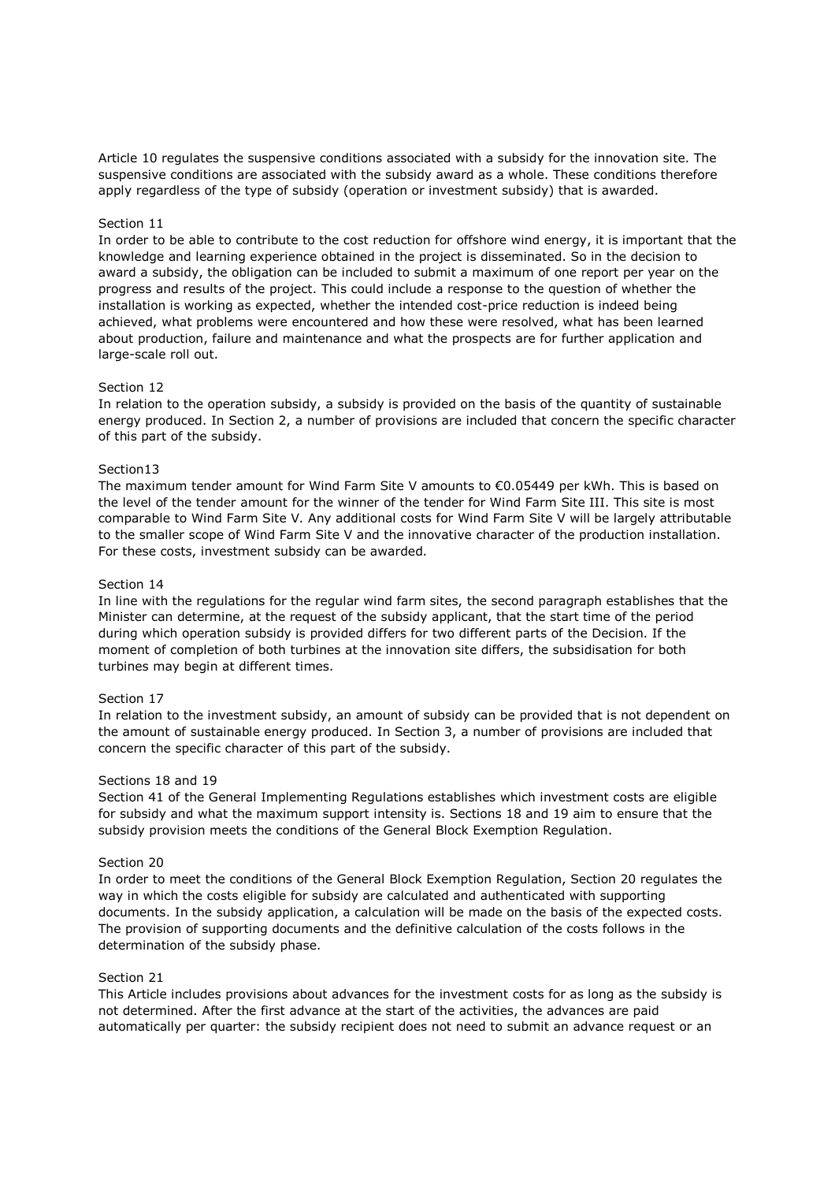Article 10 regulates the suspensive conditions associated with a subsidy for the innovation site. The suspensive conditions are associated with the subsidy award as a whole. These conditions therefore apply regardless of the type of subsidy (operation or investment subsidy) that is awarded.

Section 11

In order to be able to contribute to the cost reduction for offshore wind energy, it is important that the knowledge and learning experience obtained in the project is disseminated. So in the decision to award a subsidy, the obligation can be included to submit a maximum of one report per year on the progress and results of the project. This could include a response to the question of whether the installation is working as expected, whether the intended cost-price reduction is indeed being achieved, what problems were encountered and how these were resolved, what has been learned about production, failure and maintenance and what the prospects are for further application and large-scale roll out.

Section 12

In relation to the operation subsidy, a subsidy is provided on the basis of the quantity of sustainable energy produced. In Section 2, a number of provisions are included that concern the specific character of this part of the subsidy.

Section13

The maximum tender amount for Wind Farm Site V amounts to €0.05449 per kWh. This is based on the level of the tender amount for the winner of the tender for Wind Farm Site III. This site is most comparable to Wind Farm Site V. Any additional costs for Wind Farm Site V will be largely attributable to the smaller scope of Wind Farm Site V and the innovative character of the production installation. For these costs, investment subsidy can be awarded.

Section 14

In line with the regulations for the regular wind farm sites, the second paragraph establishes that the Minister can determine, at the request of the subsidy applicant, that the start time of the period during which operation subsidy is provided differs for two different parts of the Decision. If the moment of completion of both turbines at the innovation site differs, the subsidisation for both turbines may begin at different times.

Section 17

In relation to the investment subsidy, an amount of subsidy can be provided that is not dependent on the amount of sustainable energy produced. In Section 3, a number of provisions are included that concern the specific character of this part of the subsidy.

Sections 18 and 19

Section 41 of the General Implementing Regulations establishes which investment costs are eligible for subsidy and what the maximum support intensity is. Sections 18 and 19 aim to ensure that the subsidy provision meets the conditions of the General Block Exemption Regulation.

Section 20

In order to meet the conditions of the General Block Exemption Regulation, Section 20 regulates the way in which the costs eligible for subsidy are calculated and authenticated with supporting documents. In the subsidy application, a calculation will be made on the basis of the expected costs. The provision of supporting documents and the definitive calculation of the costs follows in the determination of the subsidy phase.

Section 21

This Article includes provisions about advances for the investment costs for as long as the subsidy is not determined. After the first advance at the start of the activities, the advances are paid automatically per quarter: the subsidy recipient does not need to submit an advance request or an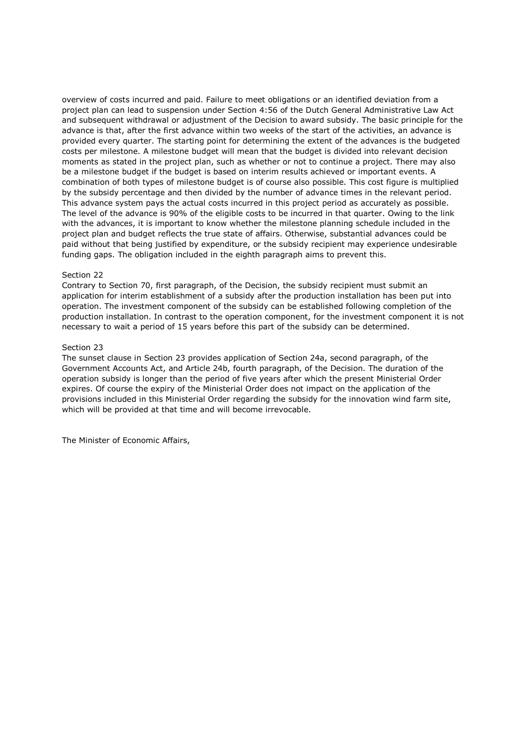overview of costs incurred and paid. Failure to meet obligations or an identified deviation from a project plan can lead to suspension under Section 4:56 of the Dutch General Administrative Law Act and subsequent withdrawal or adjustment of the Decision to award subsidy. The basic principle for the advance is that, after the first advance within two weeks of the start of the activities, an advance is provided every quarter. The starting point for determining the extent of the advances is the budgeted costs per milestone. A milestone budget will mean that the budget is divided into relevant decision moments as stated in the project plan, such as whether or not to continue a project. There may also be a milestone budget if the budget is based on interim results achieved or important events. A combination of both types of milestone budget is of course also possible. This cost figure is multiplied by the subsidy percentage and then divided by the number of advance times in the relevant period. This advance system pays the actual costs incurred in this project period as accurately as possible. The level of the advance is 90% of the eligible costs to be incurred in that quarter. Owing to the link with the advances, it is important to know whether the milestone planning schedule included in the project plan and budget reflects the true state of affairs. Otherwise, substantial advances could be paid without that being justified by expenditure, or the subsidy recipient may experience undesirable funding gaps. The obligation included in the eighth paragraph aims to prevent this.

Section 22
Contrary to Section 70, first paragraph, of the Decision, the subsidy recipient must submit an application for interim establishment of a subsidy after the production installation has been put into operation. The investment component of the subsidy can be established following completion of the production installation. In contrast to the operation component, for the investment component it is not necessary to wait a period of 15 years before this part of the subsidy can be determined.

Section 23
The sunset clause in Section 23 provides application of Section 24a, second paragraph, of the Government Accounts Act, and Article 24b, fourth paragraph, of the Decision. The duration of the operation subsidy is longer than the period of five years after which the present Ministerial Order expires. Of course the expiry of the Ministerial Order does not impact on the application of the provisions included in this Ministerial Order regarding the subsidy for the innovation wind farm site, which will be provided at that time and will become irrevocable.

The Minister of Economic Affairs,